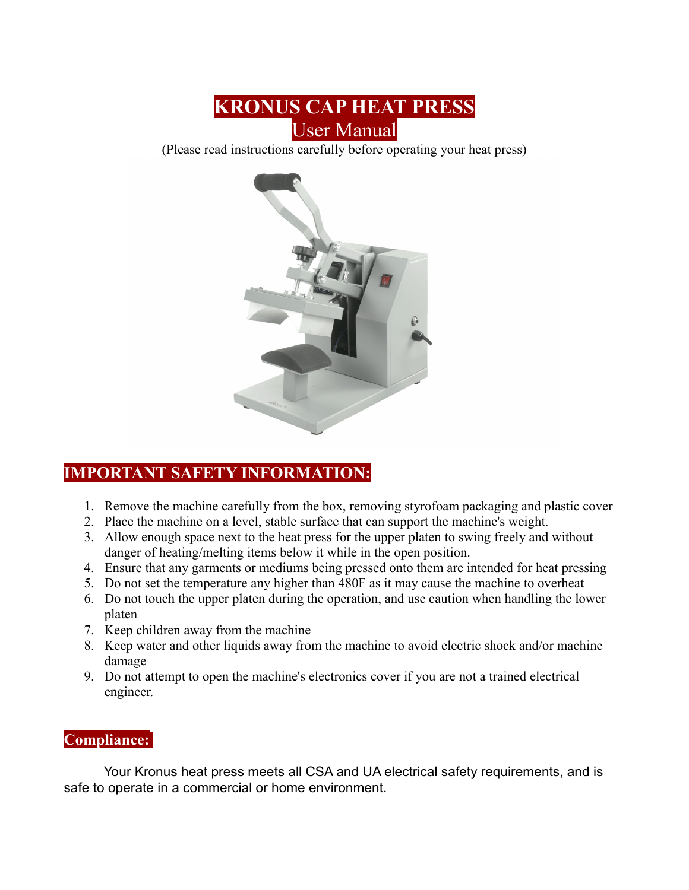# KRONUS CAP HEAT PRESS

## User Manual

(Please read instructions carefully before operating your heat press)

## IMPORTANT SAFETY INFORMATION:

1. Remove the machine carefully from the box, removing styrofoam packaging and plastic cover
2. Place the machine on a level, stable surface that can support the machine's weight.
3. Allow enough space next to the heat press for the upper platen to swing freely and without danger of heating/melting items below it while in the open position.
4. Ensure that any garments or mediums being pressed onto them are intended for heat pressing
5. Do not set the temperature any higher than 480F as it may cause the machine to overheat
6. Do not touch the upper platen during the operation, and use caution when handling the lower platen
7. Keep children away from the machine
8. Keep water and other liquids away from the machine to avoid electric shock and/or machine damage
9. Do not attempt to open the machine's electronics cover if you are not a trained electrical engineer.

## Compliance:

Your Kronus heat press meets all CSA and UA electrical safety requirements, and is safe to operate in a commercial or home environment.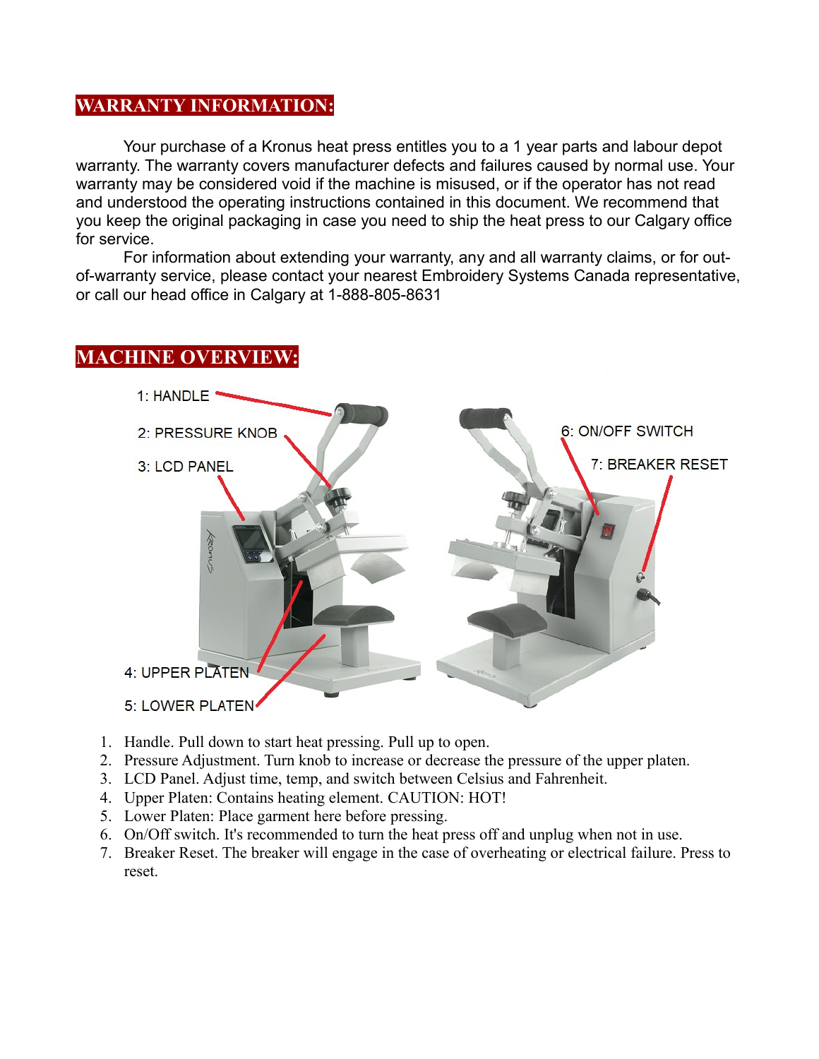## WARRANTY INFORMATION:

Your purchase of a Kronus heat press entitles you to a 1 year parts and labour depot warranty. The warranty covers manufacturer defects and failures caused by normal use. Your warranty may be considered void if the machine is misused, or if the operator has not read and understood the operating instructions contained in this document. We recommend that you keep the original packaging in case you need to ship the heat press to our Calgary office for service.

For information about extending your warranty, any and all warranty claims, or for out-of-warranty service, please contact your nearest Embroidery Systems Canada representative, or call our head office in Calgary at 1-888-805-8631

## MACHINE OVERVIEW:

1: HANDLE

2: PRESSURE KNOB

3: LCD PANEL

4: UPPER PLATEN

5: LOWER PLATEN

6: ON/OFF SWITCH

7: BREAKER RESET

1. Handle. Pull down to start heat pressing. Pull up to open.
2. Pressure Adjustment. Turn knob to increase or decrease the pressure of the upper platen.
3. LCD Panel. Adjust time, temp, and switch between Celsius and Fahrenheit.
4. Upper Platen: Contains heating element. CAUTION: HOT!
5. Lower Platen: Place garment here before pressing.
6. On/Off switch. It's recommended to turn the heat press off and unplug when not in use.
7. Breaker Reset. The breaker will engage in the case of overheating or electrical failure. Press to reset.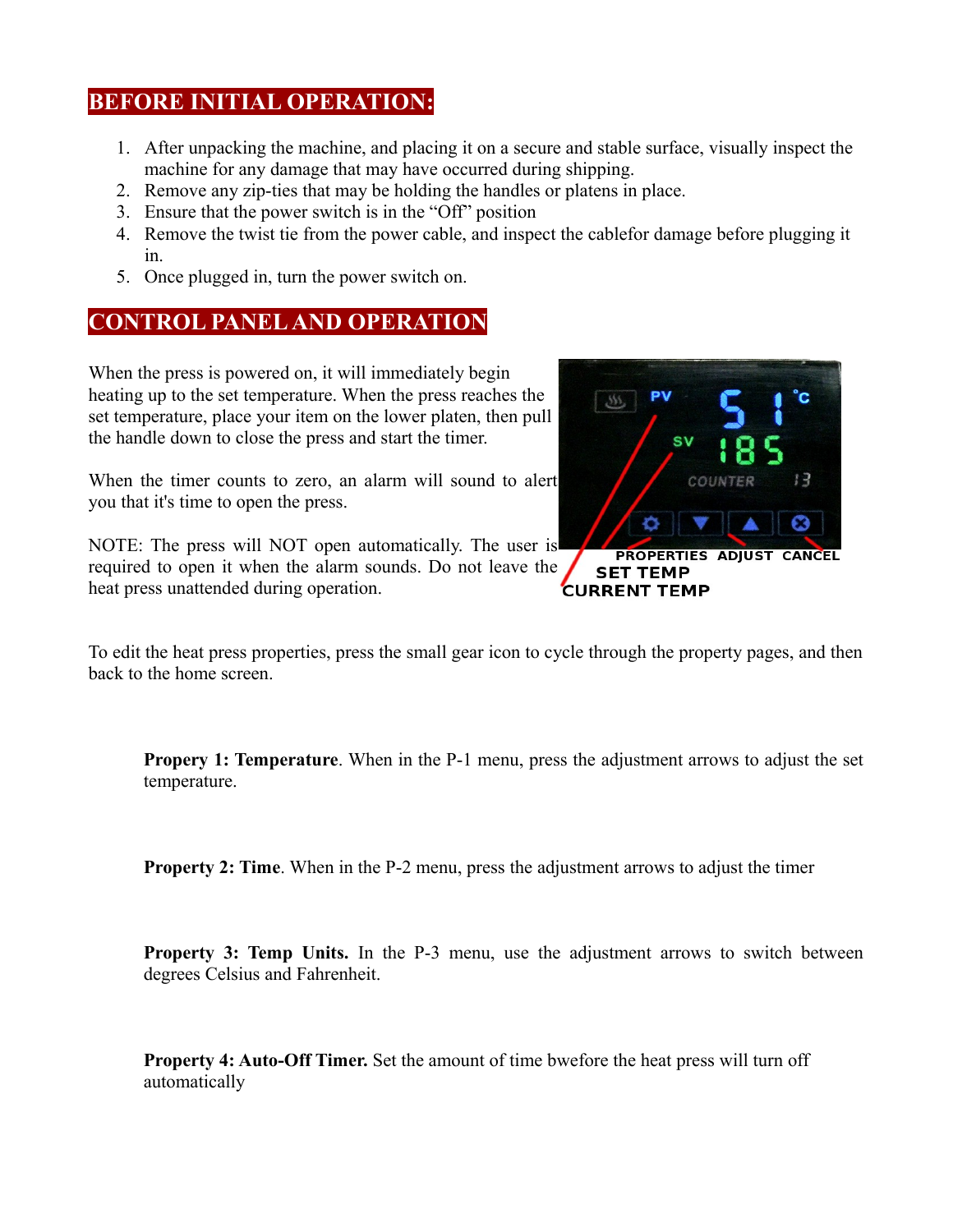## BEFORE INITIAL OPERATION:

1. After unpacking the machine, and placing it on a secure and stable surface, visually inspect the machine for any damage that may have occurred during shipping.
2. Remove any zip-ties that may be holding the handles or platens in place.
3. Ensure that the power switch is in the "Off" position
4. Remove the twist tie from the power cable, and inspect the cablefor damage before plugging it in.
5. Once plugged in, turn the power switch on.

## CONTROL PANEL AND OPERATION

When the press is powered on, it will immediately begin heating up to the set temperature. When the press reaches the set temperature, place your item on the lower platen, then pull the handle down to close the press and start the timer.

When the timer counts to zero, an alarm will sound to alert you that it's time to open the press.

NOTE: The press will NOT open automatically. The user is required to open it when the alarm sounds. Do not leave the heat press unattended during operation.

PROPERTIES ADJUST CANCEL
SET TEMP
CURRENT TEMP

To edit the heat press properties, press the small gear icon to cycle through the property pages, and then back to the home screen.

**Propery 1: Temperature**. When in the P-1 menu, press the adjustment arrows to adjust the set temperature.

**Property 2: Time**. When in the P-2 menu, press the adjustment arrows to adjust the timer

**Property 3: Temp Units.** In the P-3 menu, use the adjustment arrows to switch between degrees Celsius and Fahrenheit.

**Property 4: Auto-Off Timer.** Set the amount of time bwefore the heat press will turn off automatically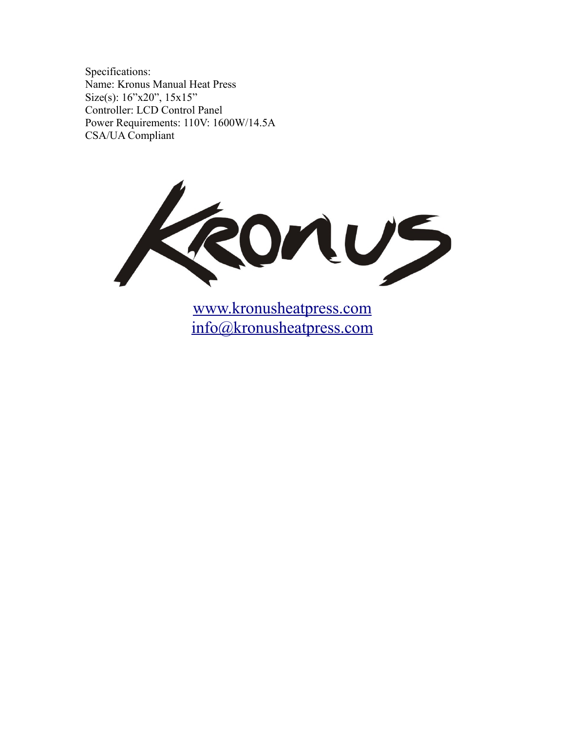Specifications:
Name: Kronus Manual Heat Press
Size(s): 16”x20”, 15x15”
Controller: LCD Control Panel
Power Requirements: 110V: 1600W/14.5A
CSA/UA Compliant

Kronus

www.kronusheatpress.com
info@kronusheatpress.com